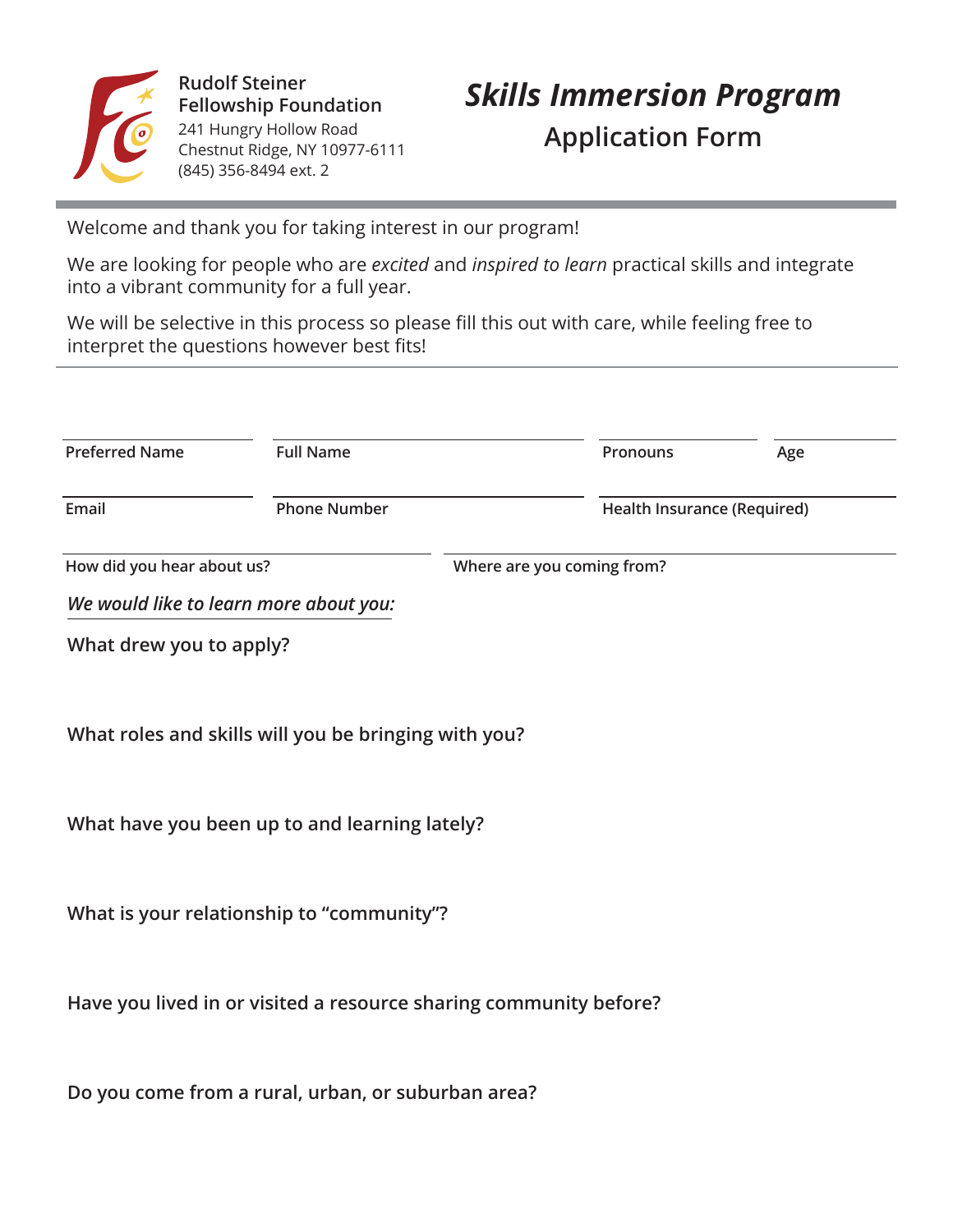Rudolf Steiner
Fellowship Foundation
241 Hungry Hollow Road
Chestnut Ridge, NY 10977-6111
(845) 356-8494 ext. 2

# *Skills Immersion Program*

## Application Form

Welcome and thank you for taking interest in our program!

We are looking for people who are *excited* and *inspired to learn* practical skills and integrate into a vibrant community for a full year.

We will be selective in this process so please fill this out with care, while feeling free to interpret the questions however best fits!

---

| Preferred Name | Full Name | Pronouns | Age |
|---|---|---|---|
| | | | |

| Email | Phone Number | Health Insurance (Required) |
|---|---|---|
| | | |

| How did you hear about us? | Where are you coming from? |
|---|---|
| | |

*We would like to learn more about you:*

**What drew you to apply?**

**What roles and skills will you be bringing with you?**

**What have you been up to and learning lately?**

**What is your relationship to “community”?**

**Have you lived in or visited a resource sharing community before?**

**Do you come from a rural, urban, or suburban area?**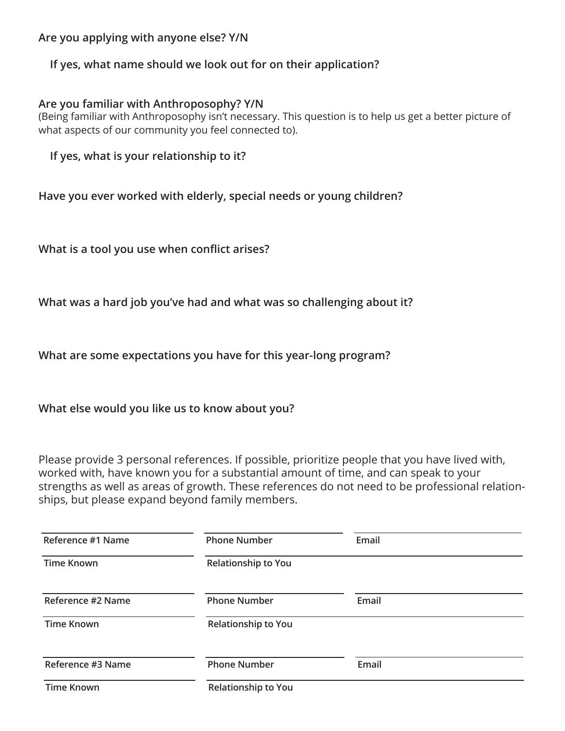**Are you applying with anyone else? Y/N**

**If yes, what name should we look out for on their application?**

**Are you familiar with Anthroposophy? Y/N**

(Being familiar with Anthroposophy isn't necessary. This question is to help us get a better picture of what aspects of our community you feel connected to).

**If yes, what is your relationship to it?**

**Have you ever worked with elderly, special needs or young children?**

**What is a tool you use when conflict arises?**

**What was a hard job you've had and what was so challenging about it?**

**What are some expectations you have for this year-long program?**

**What else would you like us to know about you?**

Please provide 3 personal references. If possible, prioritize people that you have lived with, worked with, have known you for a substantial amount of time, and can speak to your strengths as well as areas of growth. These references do not need to be professional relationships, but please expand beyond family members.

| | | |
|---|---|---|
| **Reference #1 Name** | **Phone Number** | **Email** |
| **Time Known** | **Relationship to You** | |
| **Reference #2 Name** | **Phone Number** | **Email** |
| **Time Known** | **Relationship to You** | |
| **Reference #3 Name** | **Phone Number** | **Email** |
| **Time Known** | **Relationship to You** | |